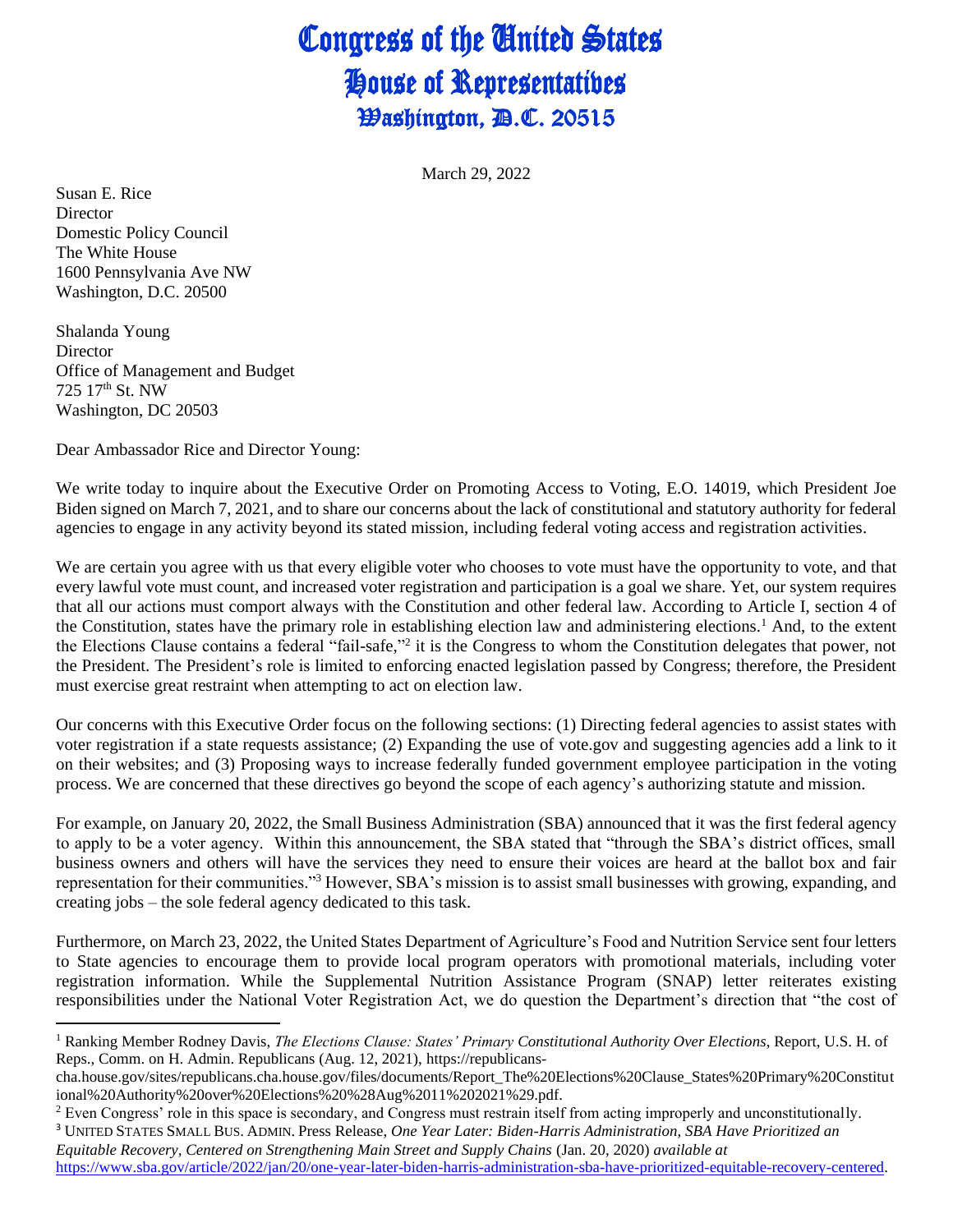# Congress of the United States
## House of Representatives
### Washington, D.C. 20515

March 29, 2022

Susan E. Rice
Director
Domestic Policy Council
The White House
1600 Pennsylvania Ave NW
Washington, D.C. 20500

Shalanda Young
Director
Office of Management and Budget
725 17th St. NW
Washington, DC 20503

Dear Ambassador Rice and Director Young:

We write today to inquire about the Executive Order on Promoting Access to Voting, E.O. 14019, which President Joe Biden signed on March 7, 2021, and to share our concerns about the lack of constitutional and statutory authority for federal agencies to engage in any activity beyond its stated mission, including federal voting access and registration activities.

We are certain you agree with us that every eligible voter who chooses to vote must have the opportunity to vote, and that every lawful vote must count, and increased voter registration and participation is a goal we share. Yet, our system requires that all our actions must comport always with the Constitution and other federal law. According to Article I, section 4 of the Constitution, states have the primary role in establishing election law and administering elections.[1] And, to the extent the Elections Clause contains a federal "fail-safe,"[2] it is the Congress to whom the Constitution delegates that power, not the President. The President's role is limited to enforcing enacted legislation passed by Congress; therefore, the President must exercise great restraint when attempting to act on election law.

Our concerns with this Executive Order focus on the following sections: (1) Directing federal agencies to assist states with voter registration if a state requests assistance; (2) Expanding the use of vote.gov and suggesting agencies add a link to it on their websites; and (3) Proposing ways to increase federally funded government employee participation in the voting process. We are concerned that these directives go beyond the scope of each agency's authorizing statute and mission.

For example, on January 20, 2022, the Small Business Administration (SBA) announced that it was the first federal agency to apply to be a voter agency. Within this announcement, the SBA stated that "through the SBA's district offices, small business owners and others will have the services they need to ensure their voices are heard at the ballot box and fair representation for their communities."[3] However, SBA's mission is to assist small businesses with growing, expanding, and creating jobs – the sole federal agency dedicated to this task.

Furthermore, on March 23, 2022, the United States Department of Agriculture's Food and Nutrition Service sent four letters to State agencies to encourage them to provide local program operators with promotional materials, including voter registration information. While the Supplemental Nutrition Assistance Program (SNAP) letter reiterates existing responsibilities under the National Voter Registration Act, we do question the Department's direction that "the cost of

---

[1] Ranking Member Rodney Davis, *The Elections Clause: States' Primary Constitutional Authority Over Elections*, Report, U.S. H. of Reps., Comm. on H. Admin. Republicans (Aug. 12, 2021), https://republicans-cha.house.gov/sites/republicans.cha.house.gov/files/documents/Report_The%20Elections%20Clause_States%20Primary%20Constitutional%20Authority%20over%20Elections%20%28Aug%2011%202021%29.pdf.

[2] Even Congress' role in this space is secondary, and Congress must restrain itself from acting improperly and unconstitutionally.

[3] United States Small Bus. Admin. Press Release, *One Year Later: Biden-Harris Administration, SBA Have Prioritized an Equitable Recovery, Centered on Strengthening Main Street and Supply Chains* (Jan. 20, 2020) *available at* https://www.sba.gov/article/2022/jan/20/one-year-later-biden-harris-administration-sba-have-prioritized-equitable-recovery-centered.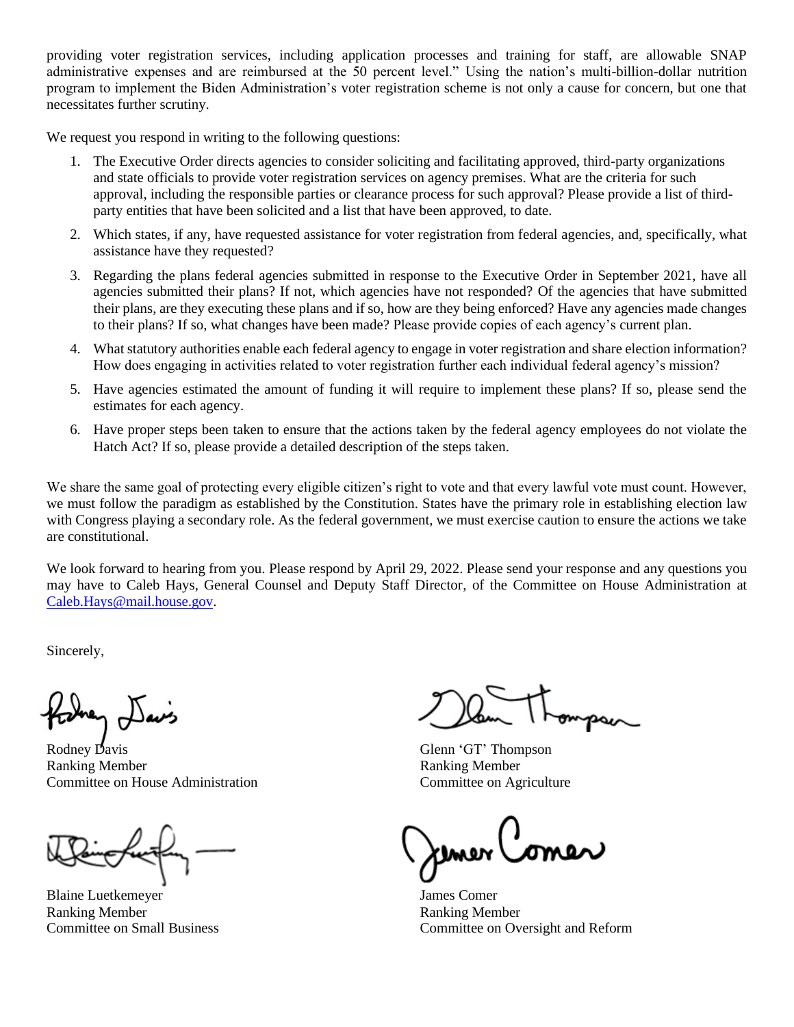providing voter registration services, including application processes and training for staff, are allowable SNAP administrative expenses and are reimbursed at the 50 percent level." Using the nation's multi-billion-dollar nutrition program to implement the Biden Administration's voter registration scheme is not only a cause for concern, but one that necessitates further scrutiny.

We request you respond in writing to the following questions:

1. The Executive Order directs agencies to consider soliciting and facilitating approved, third-party organizations and state officials to provide voter registration services on agency premises. What are the criteria for such approval, including the responsible parties or clearance process for such approval? Please provide a list of third-party entities that have been solicited and a list that have been approved, to date.
2. Which states, if any, have requested assistance for voter registration from federal agencies, and, specifically, what assistance have they requested?
3. Regarding the plans federal agencies submitted in response to the Executive Order in September 2021, have all agencies submitted their plans? If not, which agencies have not responded? Of the agencies that have submitted their plans, are they executing these plans and if so, how are they being enforced? Have any agencies made changes to their plans? If so, what changes have been made? Please provide copies of each agency's current plan.
4. What statutory authorities enable each federal agency to engage in voter registration and share election information? How does engaging in activities related to voter registration further each individual federal agency's mission?
5. Have agencies estimated the amount of funding it will require to implement these plans? If so, please send the estimates for each agency.
6. Have proper steps been taken to ensure that the actions taken by the federal agency employees do not violate the Hatch Act? If so, please provide a detailed description of the steps taken.

We share the same goal of protecting every eligible citizen's right to vote and that every lawful vote must count. However, we must follow the paradigm as established by the Constitution. States have the primary role in establishing election law with Congress playing a secondary role. As the federal government, we must exercise caution to ensure the actions we take are constitutional.

We look forward to hearing from you. Please respond by April 29, 2022. Please send your response and any questions you may have to Caleb Hays, General Counsel and Deputy Staff Director, of the Committee on House Administration at [Caleb.Hays@mail.house.gov](mailto:Caleb.Hays@mail.house.gov).

Sincerely,

Rodney Davis
Ranking Member
Committee on House Administration

Glenn 'GT' Thompson
Ranking Member
Committee on Agriculture

Blaine Luetkemeyer
Ranking Member
Committee on Small Business

James Comer
Ranking Member
Committee on Oversight and Reform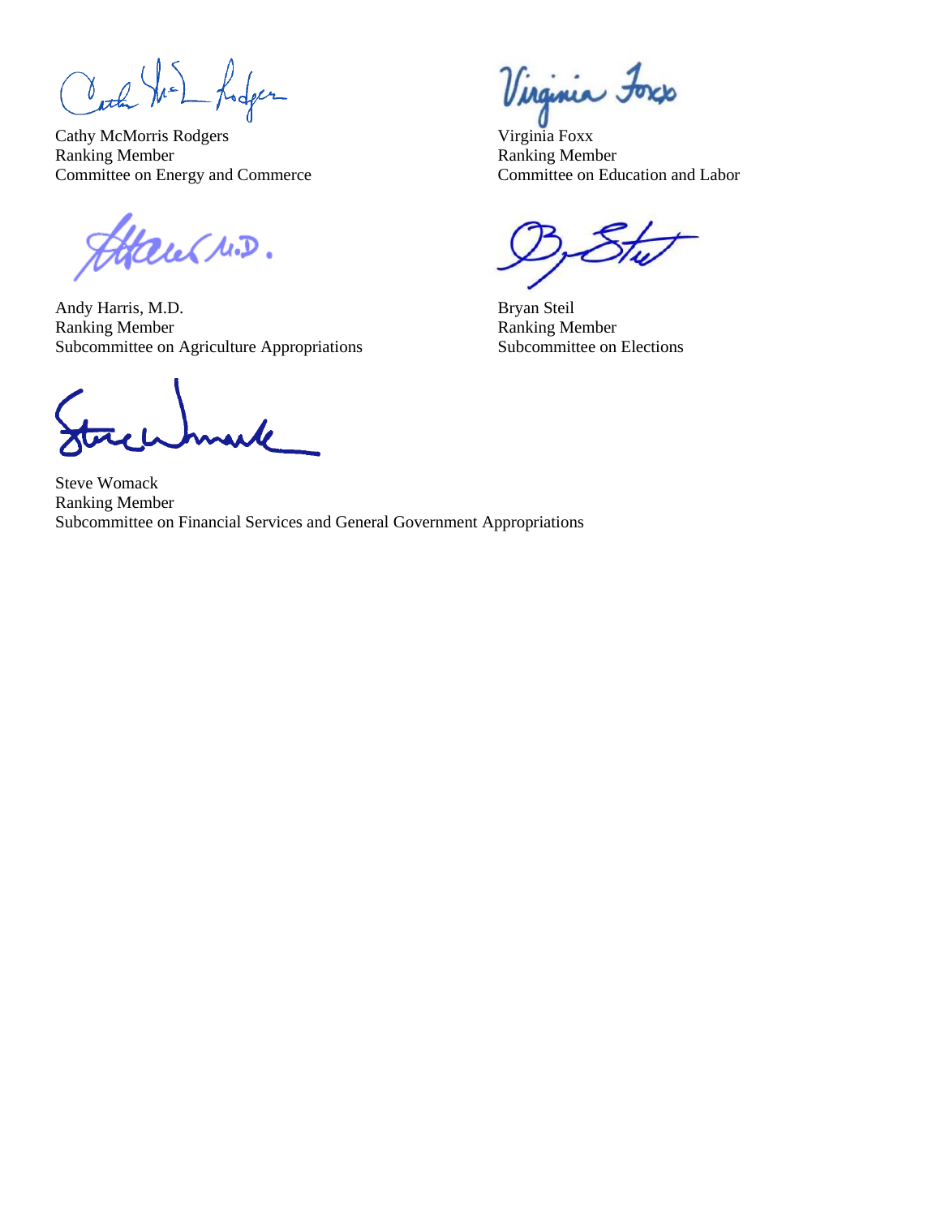Cathy McMorris Rodgers
Ranking Member
Committee on Energy and Commerce

Virginia Foxx
Ranking Member
Committee on Education and Labor

Andy Harris, M.D.
Ranking Member
Subcommittee on Agriculture Appropriations

Bryan Steil
Ranking Member
Subcommittee on Elections

Steve Womack
Ranking Member
Subcommittee on Financial Services and General Government Appropriations